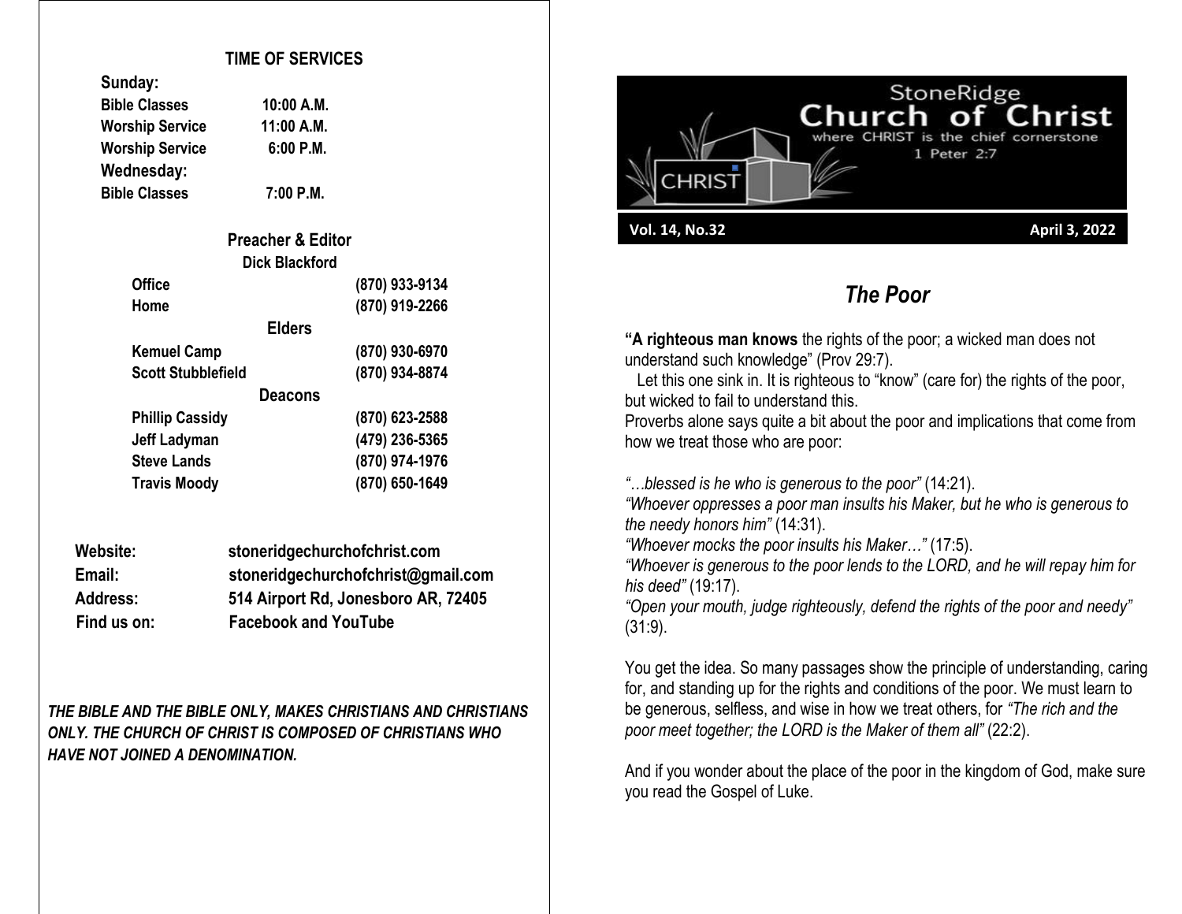## TIME OF SERVICES

**Sunday:**

| | |
|---|---|
| **Bible Classes** | **10:00 A.M.** |
| **Worship Service** | **11:00 A.M.** |
| **Worship Service** | **6:00 P.M.** |

**Wednesday:**

| | |
|---|---|
| **Bible Classes** | **7:00 P.M.** |

### Preacher & Editor

**Dick Blackford**

| | |
|---|---|
| **Office** | **(870) 933-9134** |
| **Home** | **(870) 919-2266** |

### Elders

| | |
|---|---|
| **Kemuel Camp** | **(870) 930-6970** |
| **Scott Stubblefield** | **(870) 934-8874** |

### Deacons

| | |
|---|---|
| **Phillip Cassidy** | **(870) 623-2588** |
| **Jeff Ladyman** | **(479) 236-5365** |
| **Steve Lands** | **(870) 974-1976** |
| **Travis Moody** | **(870) 650-1649** |

**Website:** **stoneridgechurchofchrist.com**
**Email:** **stoneridgechurchofchrist@gmail.com**
**Address:** **514 Airport Rd, Jonesboro AR, 72405**
**Find us on:** **Facebook and YouTube**

***THE BIBLE AND THE BIBLE ONLY, MAKES CHRISTIANS AND CHRISTIANS ONLY. THE CHURCH OF CHRIST IS COMPOSED OF CHRISTIANS WHO HAVE NOT JOINED A DENOMINATION.***

# StoneRidge Church of Christ

where CHRIST is the chief cornerstone
1 Peter 2:7

CHRIST

**Vol. 14, No.32** **April 3, 2022**

## *The Poor*

**"A righteous man knows** the rights of the poor; a wicked man does not understand such knowledge" (Prov 29:7).

Let this one sink in. It is righteous to "know" (care for) the rights of the poor, but wicked to fail to understand this.

Proverbs alone says quite a bit about the poor and implications that come from how we treat those who are poor:

*"…blessed is he who is generous to the poor"* (14:21).
*"Whoever oppresses a poor man insults his Maker, but he who is generous to the needy honors him"* (14:31).
*"Whoever mocks the poor insults his Maker…"* (17:5).
*"Whoever is generous to the poor lends to the LORD, and he will repay him for his deed"* (19:17).
*"Open your mouth, judge righteously, defend the rights of the poor and needy"* (31:9).

You get the idea. So many passages show the principle of understanding, caring for, and standing up for the rights and conditions of the poor. We must learn to be generous, selfless, and wise in how we treat others, for *"The rich and the poor meet together; the LORD is the Maker of them all"* (22:2).

And if you wonder about the place of the poor in the kingdom of God, make sure you read the Gospel of Luke.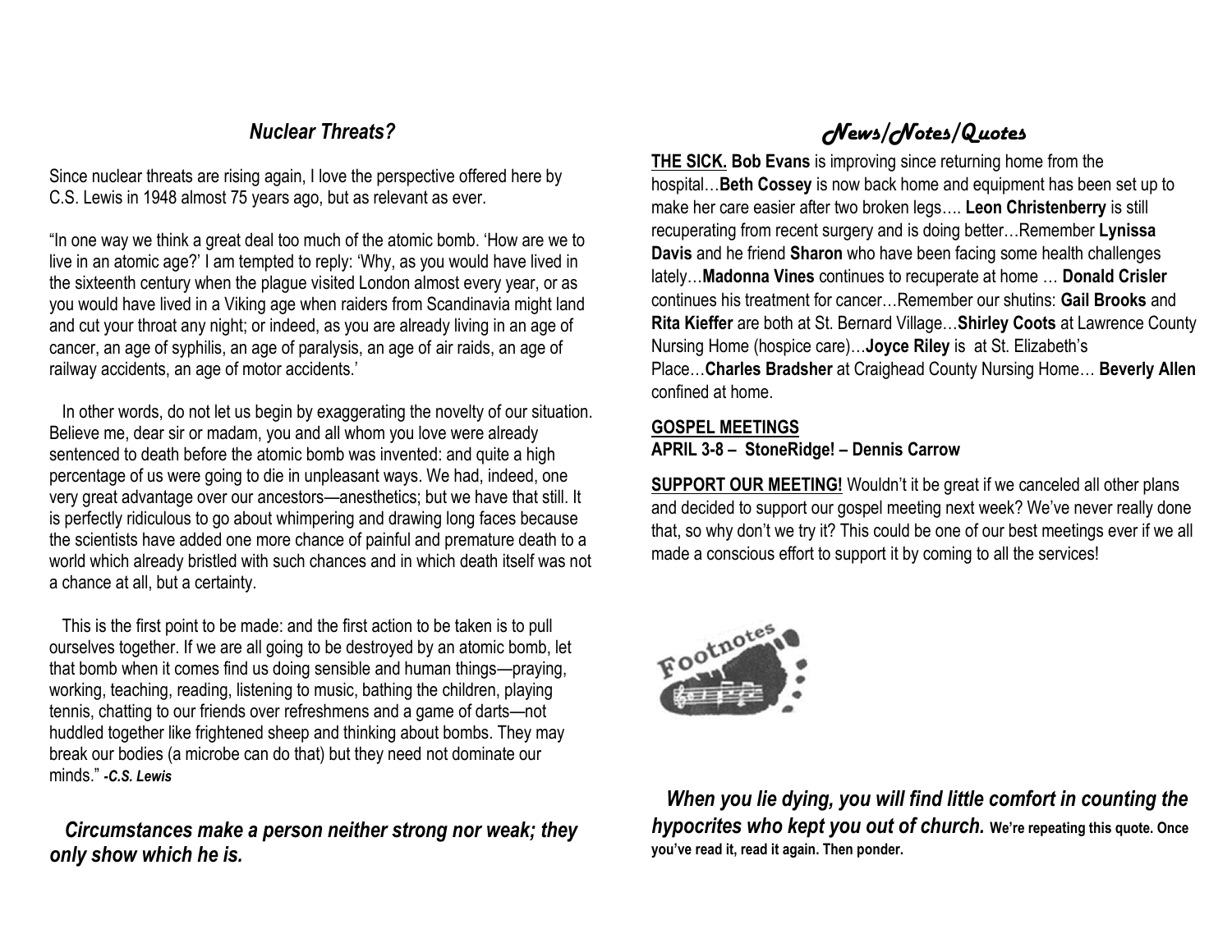## *Nuclear Threats?*

Since nuclear threats are rising again, I love the perspective offered here by C.S. Lewis in 1948 almost 75 years ago, but as relevant as ever.

"In one way we think a great deal too much of the atomic bomb. 'How are we to live in an atomic age?' I am tempted to reply: 'Why, as you would have lived in the sixteenth century when the plague visited London almost every year, or as you would have lived in a Viking age when raiders from Scandinavia might land and cut your throat any night; or indeed, as you are already living in an age of cancer, an age of syphilis, an age of paralysis, an age of air raids, an age of railway accidents, an age of motor accidents.'

In other words, do not let us begin by exaggerating the novelty of our situation. Believe me, dear sir or madam, you and all whom you love were already sentenced to death before the atomic bomb was invented: and quite a high percentage of us were going to die in unpleasant ways. We had, indeed, one very great advantage over our ancestors—anesthetics; but we have that still. It is perfectly ridiculous to go about whimpering and drawing long faces because the scientists have added one more chance of painful and premature death to a world which already bristled with such chances and in which death itself was not a chance at all, but a certainty.

This is the first point to be made: and the first action to be taken is to pull ourselves together. If we are all going to be destroyed by an atomic bomb, let that bomb when it comes find us doing sensible and human things—praying, working, teaching, reading, listening to music, bathing the children, playing tennis, chatting to our friends over refreshmens and a game of darts—not huddled together like frightened sheep and thinking about bombs. They may break our bodies (a microbe can do that) but they need not dominate our minds." ***-C.S. Lewis***

***Circumstances make a person neither strong nor weak; they only show which he is.***

## *News/Notes/Quotes*

**THE SICK. Bob Evans** is improving since returning home from the hospital…**Beth Cossey** is now back home and equipment has been set up to make her care easier after two broken legs…. **Leon Christenberry** is still recuperating from recent surgery and is doing better…Remember **Lynissa Davis** and he friend **Sharon** who have been facing some health challenges lately…**Madonna Vines** continues to recuperate at home … **Donald Crisler** continues his treatment for cancer…Remember our shutins: **Gail Brooks** and **Rita Kieffer** are both at St. Bernard Village…**Shirley Coots** at Lawrence County Nursing Home (hospice care)…**Joyce Riley** is at St. Elizabeth's Place…**Charles Bradsher** at Craighead County Nursing Home… **Beverly Allen** confined at home.

**GOSPEL MEETINGS**
**APRIL 3-8 – StoneRidge! – Dennis Carrow**

**SUPPORT OUR MEETING!** Wouldn't it be great if we canceled all other plans and decided to support our gospel meeting next week? We've never really done that, so why don't we try it? This could be one of our best meetings ever if we all made a conscious effort to support it by coming to all the services!

Footnotes

***When you lie dying, you will find little comfort in counting the hypocrites who kept you out of church.*** **We're repeating this quote. Once you've read it, read it again. Then ponder.**